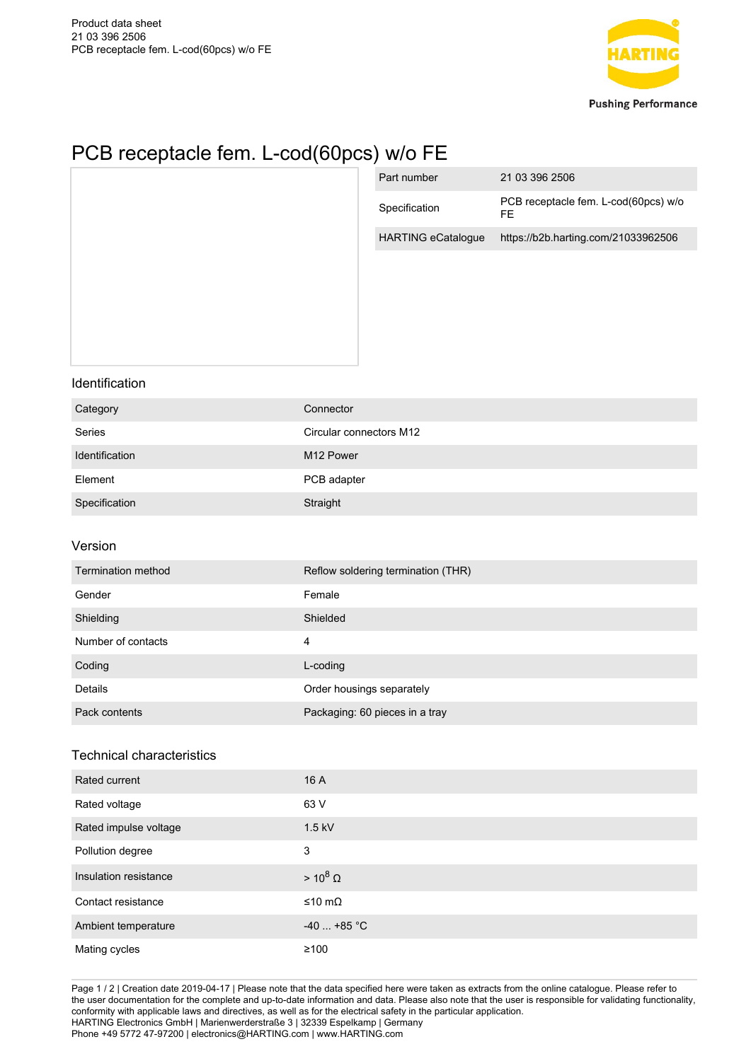# PCB receptacle fem. L-cod(60pcs) w/o FE

| Part number | 21 03 396 2506 |
|---|---|
| Specification | PCB receptacle fem. L-cod(60pcs) w/o FE |
| HARTING eCatalogue | https://b2b.harting.com/21033962506 |

## Identification

| Category | Connector |
|---|---|
| Series | Circular connectors M12 |
| Identification | M12 Power |
| Element | PCB adapter |
| Specification | Straight |

## Version

| Termination method | Reflow soldering termination (THR) |
|---|---|
| Gender | Female |
| Shielding | Shielded |
| Number of contacts | 4 |
| Coding | L-coding |
| Details | Order housings separately |
| Pack contents | Packaging: 60 pieces in a tray |

## Technical characteristics

| Rated current | 16 A |
|---|---|
| Rated voltage | 63 V |
| Rated impulse voltage | 1.5 kV |
| Pollution degree | 3 |
| Insulation resistance | > $10^8$ Ω |
| Contact resistance | ≤10 mΩ |
| Ambient temperature | -40 ... +85 °C |
| Mating cycles | ≥100 |

Creation date 2019-04-17 | Please note that the data specified here were taken as extracts from the online catalogue. Please refer to the user documentation for the complete and up-to-date information and data. Please also note that the user is responsible for validating functionality, conformity with applicable laws and directives, as well as for the electrical safety in the particular application.
HARTING Electronics GmbH | Marienwerderstraße 3 | 32339 Espelkamp | Germany
Phone +49 5772 47-97200 | electronics@HARTING.com | www.HARTING.com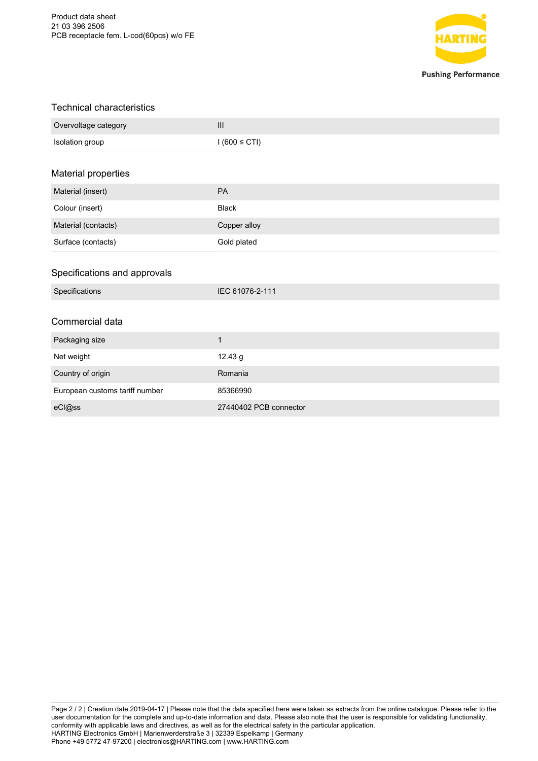## Technical characteristics

| | |
|---|---|
| Overvoltage category | III |
| Isolation group | I (600 ≤ CTI) |

## Material properties

| | |
|---|---|
| Material (insert) | PA |
| Colour (insert) | Black |
| Material (contacts) | Copper alloy |
| Surface (contacts) | Gold plated |

## Specifications and approvals

| | |
|---|---|
| Specifications | IEC 61076-2-111 |

## Commercial data

| | |
|---|---|
| Packaging size | 1 |
| Net weight | 12.43 g |
| Country of origin | Romania |
| European customs tariff number | 85366990 |
| eCl@ss | 27440402 PCB connector |

Creation date 2019-04-17 | Please note that the data specified here were taken as extracts from the online catalogue. Please refer to the user documentation for the complete and up-to-date information and data. Please also note that the user is responsible for validating functionality, conformity with applicable laws and directives, as well as for the electrical safety in the particular application.
HARTING Electronics GmbH | Marienwerderstraße 3 | 32339 Espelkamp | Germany
Phone +49 5772 47-97200 | electronics@HARTING.com | www.HARTING.com